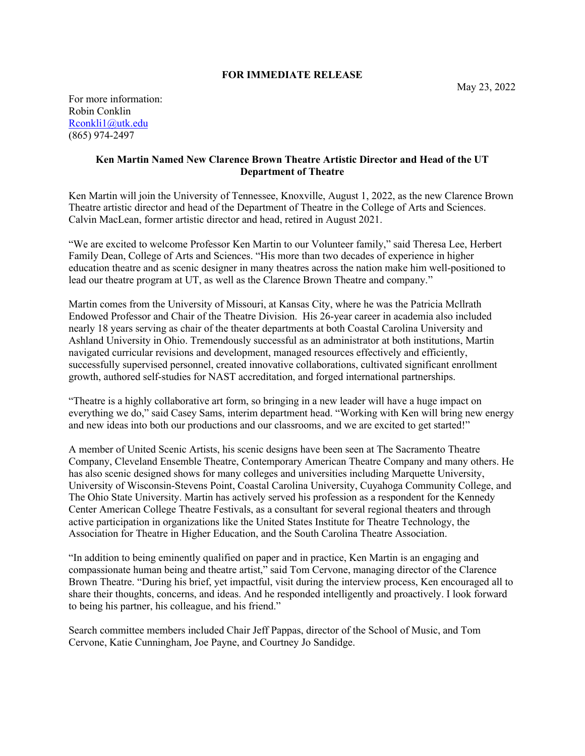**FOR IMMEDIATE RELEASE**

May 23, 2022

For more information:
Robin Conklin
[Rconkli1@utk.edu](mailto:Rconkli1@utk.edu)
(865) 974-2497

## Ken Martin Named New Clarence Brown Theatre Artistic Director and Head of the UT Department of Theatre

Ken Martin will join the University of Tennessee, Knoxville, August 1, 2022, as the new Clarence Brown Theatre artistic director and head of the Department of Theatre in the College of Arts and Sciences. Calvin MacLean, former artistic director and head, retired in August 2021.

"We are excited to welcome Professor Ken Martin to our Volunteer family," said Theresa Lee, Herbert Family Dean, College of Arts and Sciences. "His more than two decades of experience in higher education theatre and as scenic designer in many theatres across the nation make him well-positioned to lead our theatre program at UT, as well as the Clarence Brown Theatre and company."

Martin comes from the University of Missouri, at Kansas City, where he was the Patricia Mcllrath Endowed Professor and Chair of the Theatre Division. His 26-year career in academia also included nearly 18 years serving as chair of the theater departments at both Coastal Carolina University and Ashland University in Ohio. Tremendously successful as an administrator at both institutions, Martin navigated curricular revisions and development, managed resources effectively and efficiently, successfully supervised personnel, created innovative collaborations, cultivated significant enrollment growth, authored self-studies for NAST accreditation, and forged international partnerships.

"Theatre is a highly collaborative art form, so bringing in a new leader will have a huge impact on everything we do," said Casey Sams, interim department head. "Working with Ken will bring new energy and new ideas into both our productions and our classrooms, and we are excited to get started!"

A member of United Scenic Artists, his scenic designs have been seen at The Sacramento Theatre Company, Cleveland Ensemble Theatre, Contemporary American Theatre Company and many others. He has also scenic designed shows for many colleges and universities including Marquette University, University of Wisconsin-Stevens Point, Coastal Carolina University, Cuyahoga Community College, and The Ohio State University. Martin has actively served his profession as a respondent for the Kennedy Center American College Theatre Festivals, as a consultant for several regional theaters and through active participation in organizations like the United States Institute for Theatre Technology, the Association for Theatre in Higher Education, and the South Carolina Theatre Association.

"In addition to being eminently qualified on paper and in practice, Ken Martin is an engaging and compassionate human being and theatre artist," said Tom Cervone, managing director of the Clarence Brown Theatre. "During his brief, yet impactful, visit during the interview process, Ken encouraged all to share their thoughts, concerns, and ideas. And he responded intelligently and proactively. I look forward to being his partner, his colleague, and his friend."

Search committee members included Chair Jeff Pappas, director of the School of Music, and Tom Cervone, Katie Cunningham, Joe Payne, and Courtney Jo Sandidge.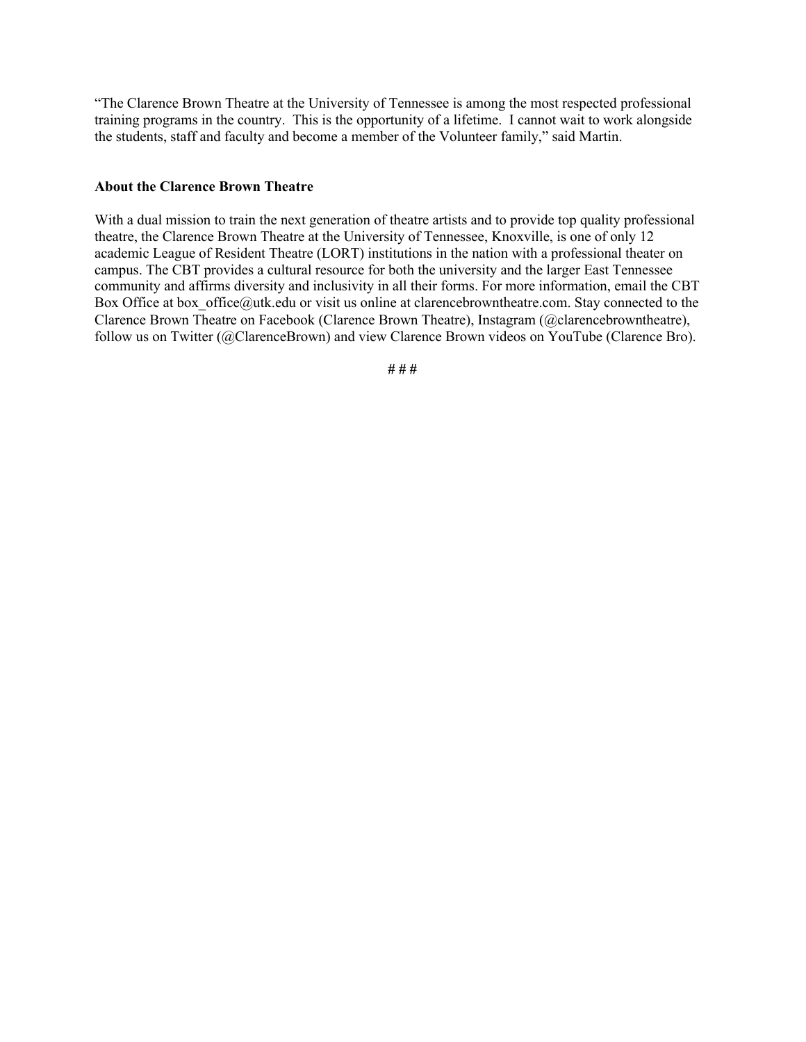"The Clarence Brown Theatre at the University of Tennessee is among the most respected professional training programs in the country. This is the opportunity of a lifetime. I cannot wait to work alongside the students, staff and faculty and become a member of the Volunteer family," said Martin.

**About the Clarence Brown Theatre**

With a dual mission to train the next generation of theatre artists and to provide top quality professional theatre, the Clarence Brown Theatre at the University of Tennessee, Knoxville, is one of only 12 academic League of Resident Theatre (LORT) institutions in the nation with a professional theater on campus. The CBT provides a cultural resource for both the university and the larger East Tennessee community and affirms diversity and inclusivity in all their forms. For more information, email the CBT Box Office at box_office@utk.edu or visit us online at clarencebrowntheatre.com. Stay connected to the Clarence Brown Theatre on Facebook (Clarence Brown Theatre), Instagram (@clarencebrowntheatre), follow us on Twitter (@ClarenceBrown) and view Clarence Brown videos on YouTube (Clarence Bro).

# # #